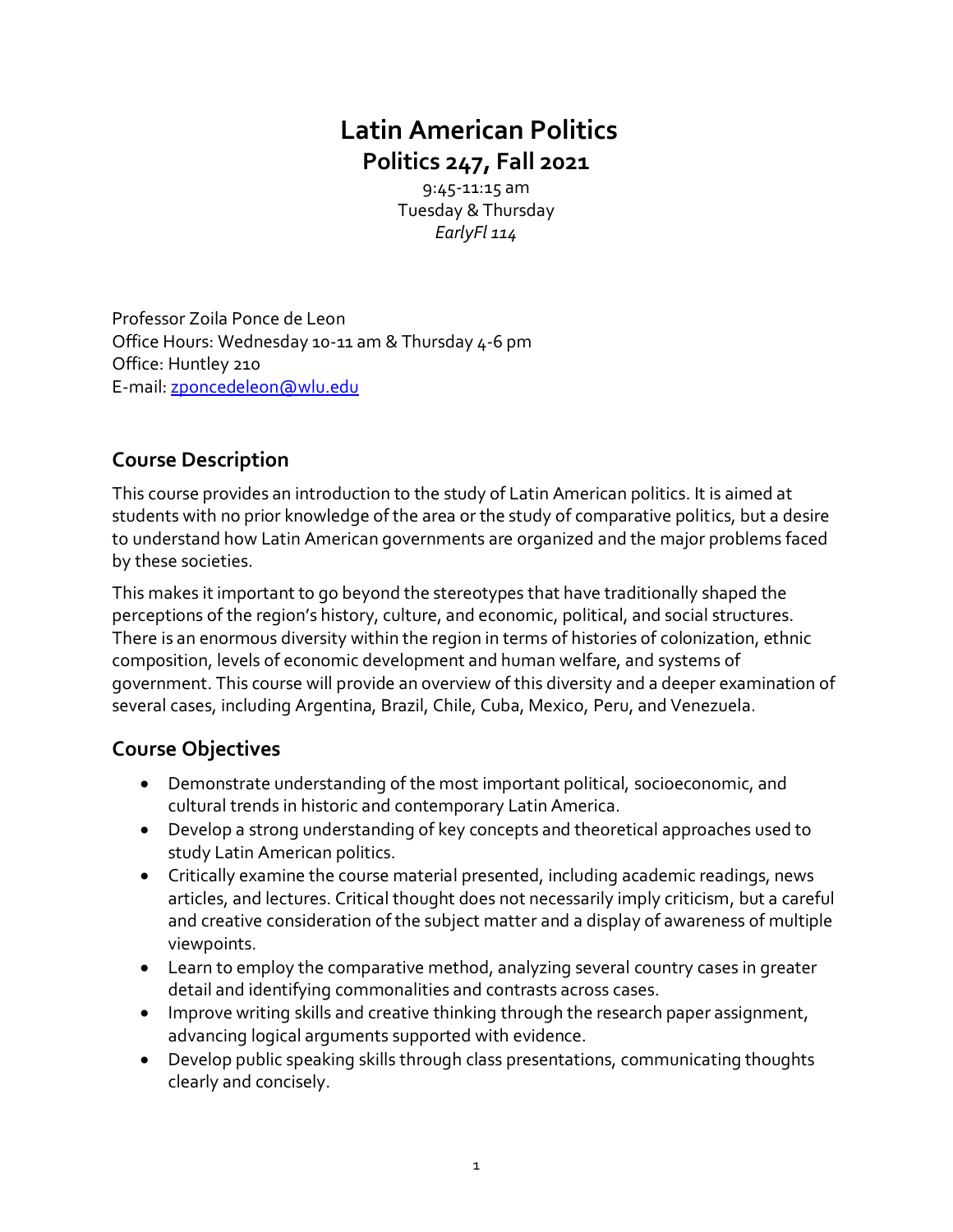# Latin American Politics

## Politics 247, Fall 2021

9:45-11:15 am
Tuesday & Thursday
*EarlyFl 114*

Professor Zoila Ponce de Leon
Office Hours: Wednesday 10-11 am & Thursday 4-6 pm
Office: Huntley 210
E-mail: zponcedeleon@wlu.edu

## Course Description

This course provides an introduction to the study of Latin American politics. It is aimed at students with no prior knowledge of the area or the study of comparative politics, but a desire to understand how Latin American governments are organized and the major problems faced by these societies.

This makes it important to go beyond the stereotypes that have traditionally shaped the perceptions of the region's history, culture, and economic, political, and social structures. There is an enormous diversity within the region in terms of histories of colonization, ethnic composition, levels of economic development and human welfare, and systems of government. This course will provide an overview of this diversity and a deeper examination of several cases, including Argentina, Brazil, Chile, Cuba, Mexico, Peru, and Venezuela.

## Course Objectives

- Demonstrate understanding of the most important political, socioeconomic, and cultural trends in historic and contemporary Latin America.
- Develop a strong understanding of key concepts and theoretical approaches used to study Latin American politics.
- Critically examine the course material presented, including academic readings, news articles, and lectures. Critical thought does not necessarily imply criticism, but a careful and creative consideration of the subject matter and a display of awareness of multiple viewpoints.
- Learn to employ the comparative method, analyzing several country cases in greater detail and identifying commonalities and contrasts across cases.
- Improve writing skills and creative thinking through the research paper assignment, advancing logical arguments supported with evidence.
- Develop public speaking skills through class presentations, communicating thoughts clearly and concisely.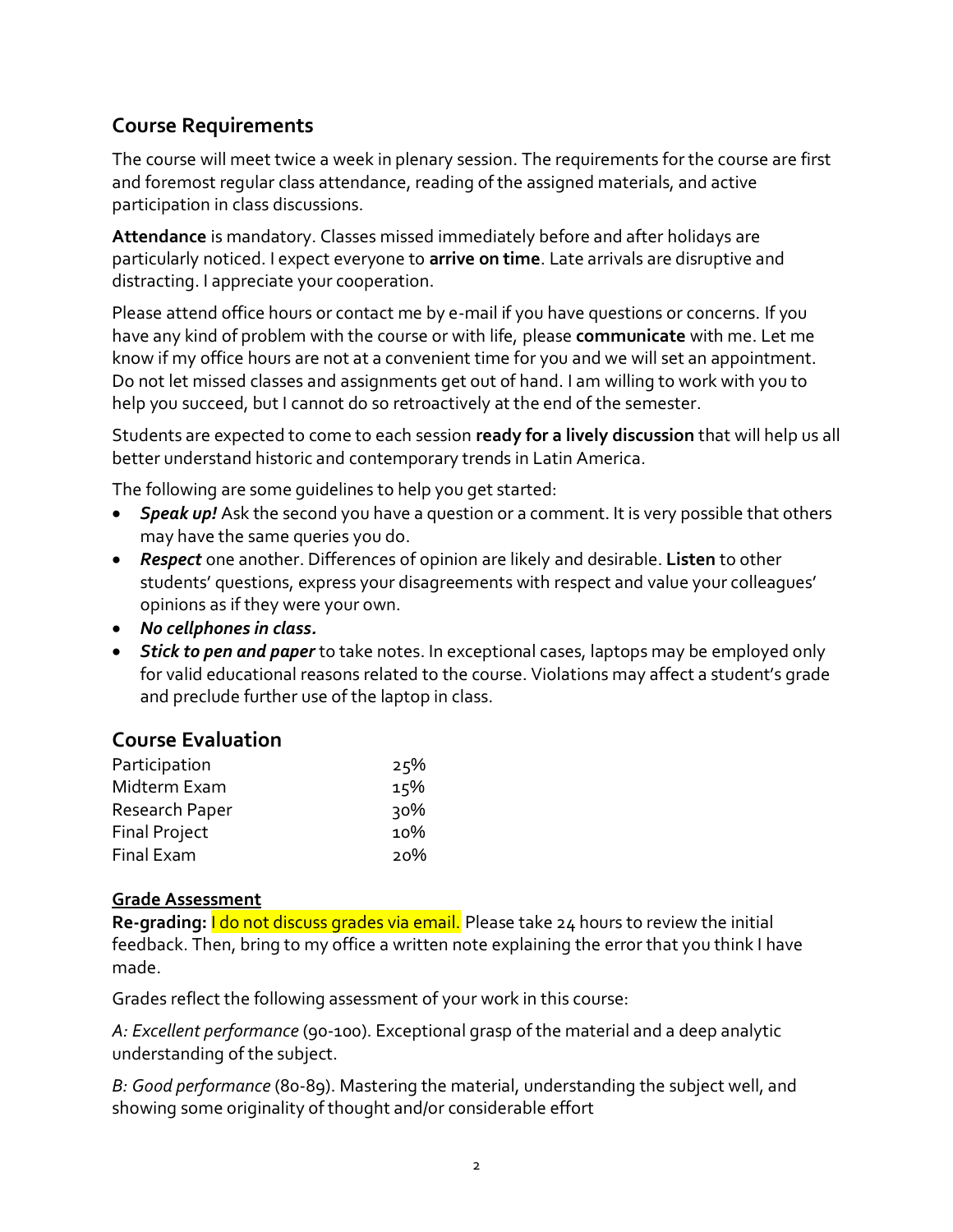## Course Requirements

The course will meet twice a week in plenary session. The requirements for the course are first and foremost regular class attendance, reading of the assigned materials, and active participation in class discussions.

**Attendance** is mandatory. Classes missed immediately before and after holidays are particularly noticed. I expect everyone to **arrive on time**. Late arrivals are disruptive and distracting. I appreciate your cooperation.

Please attend office hours or contact me by e-mail if you have questions or concerns. If you have any kind of problem with the course or with life, please **communicate** with me. Let me know if my office hours are not at a convenient time for you and we will set an appointment. Do not let missed classes and assignments get out of hand. I am willing to work with you to help you succeed, but I cannot do so retroactively at the end of the semester.

Students are expected to come to each session **ready for a lively discussion** that will help us all better understand historic and contemporary trends in Latin America.

The following are some guidelines to help you get started:

- ***Speak up!*** Ask the second you have a question or a comment. It is very possible that others may have the same queries you do.
- ***Respect*** one another. Differences of opinion are likely and desirable. **Listen** to other students' questions, express your disagreements with respect and value your colleagues' opinions as if they were your own.
- ***No cellphones in class.***
- ***Stick to pen and paper*** to take notes. In exceptional cases, laptops may be employed only for valid educational reasons related to the course. Violations may affect a student's grade and preclude further use of the laptop in class.

## Course Evaluation

| | |
|---|---|
| Participation | 25% |
| Midterm Exam | 15% |
| Research Paper | 30% |
| Final Project | 10% |
| Final Exam | 20% |

**Grade Assessment**

**Re-grading:** I do not discuss grades via email. Please take 24 hours to review the initial feedback. Then, bring to my office a written note explaining the error that you think I have made.

Grades reflect the following assessment of your work in this course:

*A: Excellent performance* (90-100). Exceptional grasp of the material and a deep analytic understanding of the subject.

*B: Good performance* (80-89). Mastering the material, understanding the subject well, and showing some originality of thought and/or considerable effort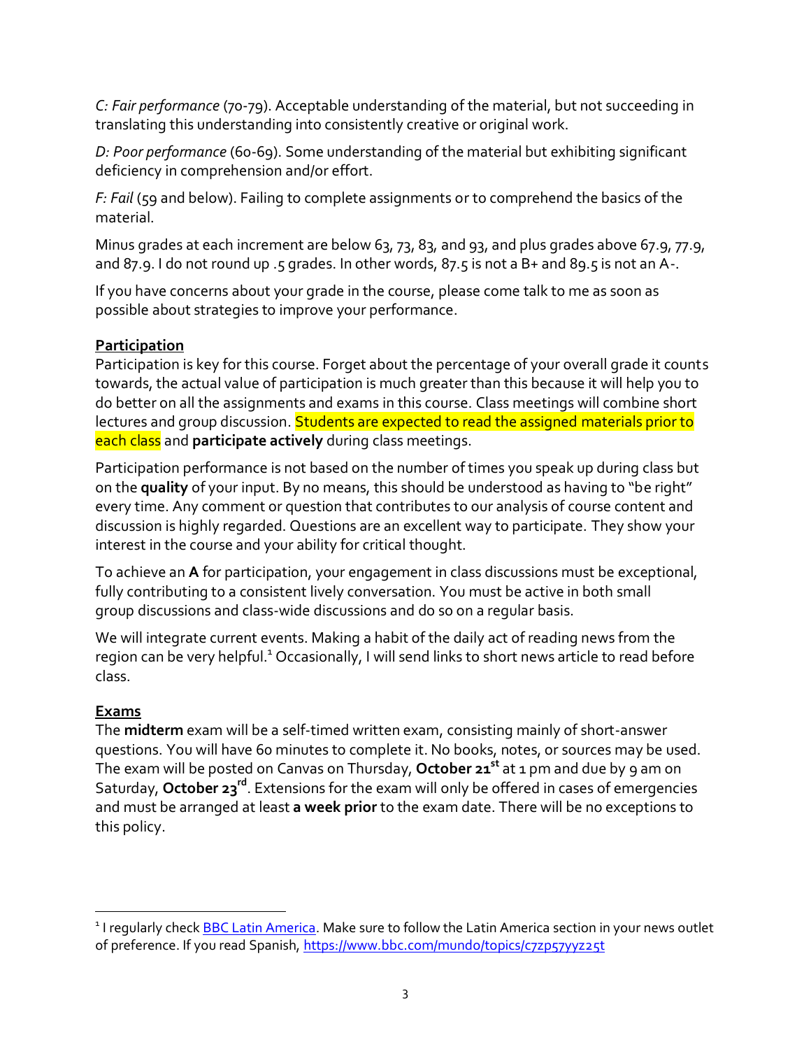*C: Fair performance* (70-79). Acceptable understanding of the material, but not succeeding in translating this understanding into consistently creative or original work.

*D: Poor performance* (60-69). Some understanding of the material but exhibiting significant deficiency in comprehension and/or effort.

*F: Fail* (59 and below). Failing to complete assignments or to comprehend the basics of the material.

Minus grades at each increment are below 63, 73, 83, and 93, and plus grades above 67.9, 77.9, and 87.9. I do not round up .5 grades. In other words, 87.5 is not a B+ and 89.5 is not an A-.

If you have concerns about your grade in the course, please come talk to me as soon as possible about strategies to improve your performance.

## Participation

Participation is key for this course. Forget about the percentage of your overall grade it counts towards, the actual value of participation is much greater than this because it will help you to do better on all the assignments and exams in this course. Class meetings will combine short lectures and group discussion. Students are expected to read the assigned materials prior to each class and **participate actively** during class meetings.

Participation performance is not based on the number of times you speak up during class but on the **quality** of your input. By no means, this should be understood as having to "be right" every time. Any comment or question that contributes to our analysis of course content and discussion is highly regarded. Questions are an excellent way to participate. They show your interest in the course and your ability for critical thought.

To achieve an **A** for participation, your engagement in class discussions must be exceptional, fully contributing to a consistent lively conversation. You must be active in both small group discussions and class-wide discussions and do so on a regular basis.

We will integrate current events. Making a habit of the daily act of reading news from the region can be very helpful.[1] Occasionally, I will send links to short news article to read before class.

## Exams

The **midterm** exam will be a self-timed written exam, consisting mainly of short-answer questions. You will have 60 minutes to complete it. No books, notes, or sources may be used. The exam will be posted on Canvas on Thursday, **October 21st** at 1 pm and due by 9 am on Saturday, **October 23rd**. Extensions for the exam will only be offered in cases of emergencies and must be arranged at least **a week prior** to the exam date. There will be no exceptions to this policy.

---

[1] I regularly check [BBC Latin America](https://www.bbc.com/news/world/latin_america). Make sure to follow the Latin America section in your news outlet of preference. If you read Spanish, https://www.bbc.com/mundo/topics/c7zp57yyz25t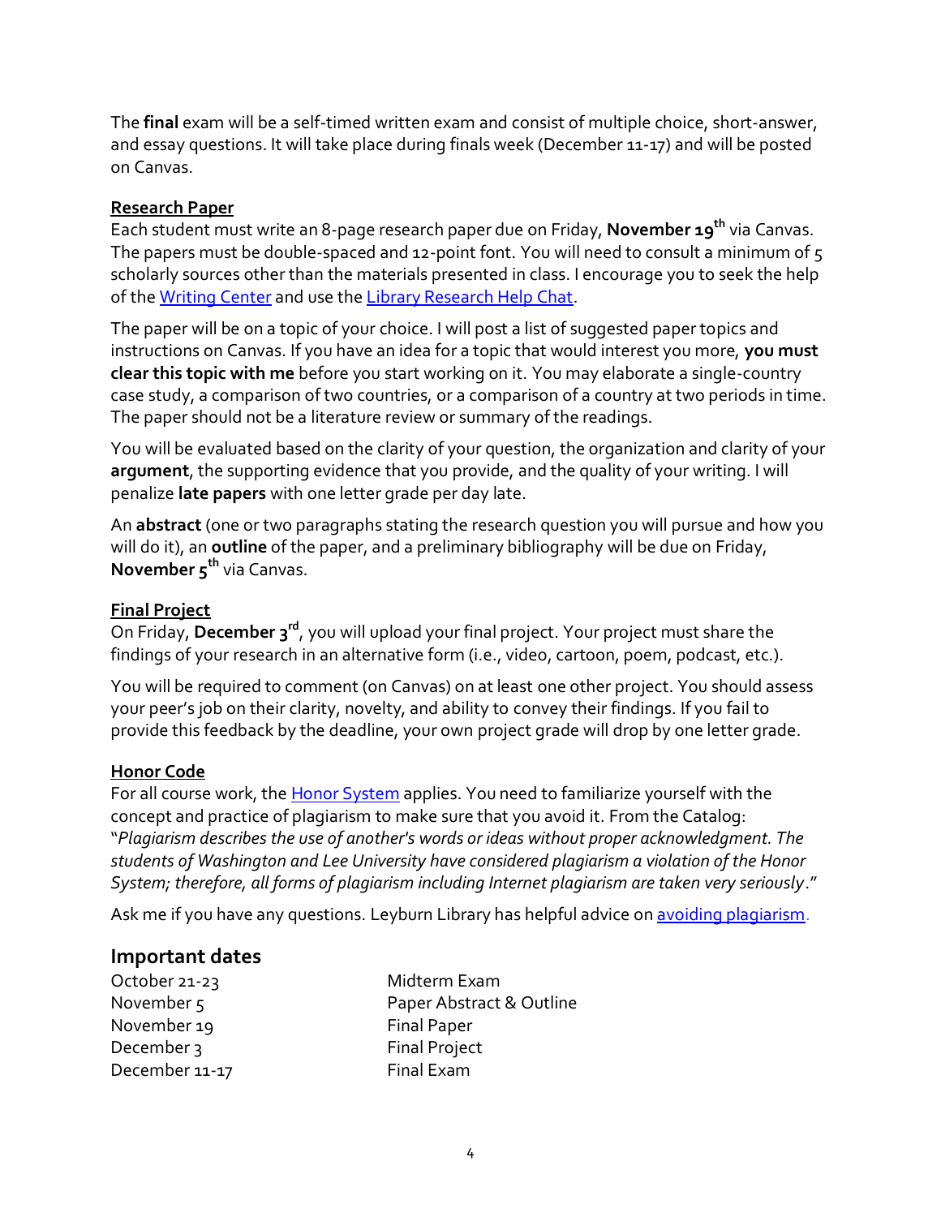The **final** exam will be a self-timed written exam and consist of multiple choice, short-answer, and essay questions. It will take place during finals week (December 11-17) and will be posted on Canvas.

### Research Paper

Each student must write an 8-page research paper due on Friday, **November 19th** via Canvas. The papers must be double-spaced and 12-point font. You will need to consult a minimum of 5 scholarly sources other than the materials presented in class. I encourage you to seek the help of the Writing Center and use the Library Research Help Chat.

The paper will be on a topic of your choice. I will post a list of suggested paper topics and instructions on Canvas. If you have an idea for a topic that would interest you more, **you must clear this topic with me** before you start working on it. You may elaborate a single-country case study, a comparison of two countries, or a comparison of a country at two periods in time. The paper should not be a literature review or summary of the readings.

You will be evaluated based on the clarity of your question, the organization and clarity of your **argument**, the supporting evidence that you provide, and the quality of your writing. I will penalize **late papers** with one letter grade per day late.

An **abstract** (one or two paragraphs stating the research question you will pursue and how you will do it), an **outline** of the paper, and a preliminary bibliography will be due on Friday, **November 5th** via Canvas.

### Final Project

On Friday, **December 3rd**, you will upload your final project. Your project must share the findings of your research in an alternative form (i.e., video, cartoon, poem, podcast, etc.).

You will be required to comment (on Canvas) on at least one other project. You should assess your peer's job on their clarity, novelty, and ability to convey their findings. If you fail to provide this feedback by the deadline, your own project grade will drop by one letter grade.

### Honor Code

For all course work, the Honor System applies. You need to familiarize yourself with the concept and practice of plagiarism to make sure that you avoid it. From the Catalog: "*Plagiarism describes the use of another's words or ideas without proper acknowledgment. The students of Washington and Lee University have considered plagiarism a violation of the Honor System; therefore, all forms of plagiarism including Internet plagiarism are taken very seriously*."

Ask me if you have any questions. Leyburn Library has helpful advice on avoiding plagiarism.

## Important dates

| | |
|---|---|
| October 21-23 | Midterm Exam |
| November 5 | Paper Abstract & Outline |
| November 19 | Final Paper |
| December 3 | Final Project |
| December 11-17 | Final Exam |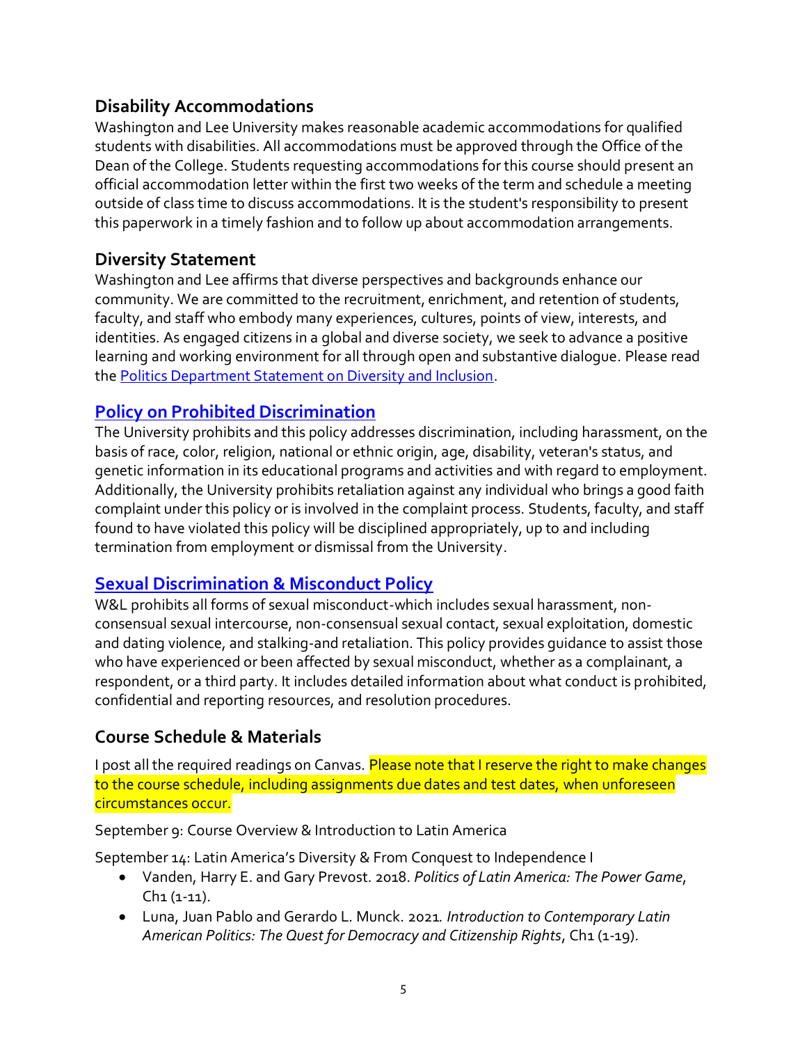## Disability Accommodations

Washington and Lee University makes reasonable academic accommodations for qualified students with disabilities. All accommodations must be approved through the Office of the Dean of the College. Students requesting accommodations for this course should present an official accommodation letter within the first two weeks of the term and schedule a meeting outside of class time to discuss accommodations. It is the student's responsibility to present this paperwork in a timely fashion and to follow up about accommodation arrangements.

## Diversity Statement

Washington and Lee affirms that diverse perspectives and backgrounds enhance our community. We are committed to the recruitment, enrichment, and retention of students, faculty, and staff who embody many experiences, cultures, points of view, interests, and identities. As engaged citizens in a global and diverse society, we seek to advance a positive learning and working environment for all through open and substantive dialogue. Please read the Politics Department Statement on Diversity and Inclusion.

## Policy on Prohibited Discrimination

The University prohibits and this policy addresses discrimination, including harassment, on the basis of race, color, religion, national or ethnic origin, age, disability, veteran's status, and genetic information in its educational programs and activities and with regard to employment. Additionally, the University prohibits retaliation against any individual who brings a good faith complaint under this policy or is involved in the complaint process. Students, faculty, and staff found to have violated this policy will be disciplined appropriately, up to and including termination from employment or dismissal from the University.

## Sexual Discrimination & Misconduct Policy

W&L prohibits all forms of sexual misconduct-which includes sexual harassment, non-consensual sexual intercourse, non-consensual sexual contact, sexual exploitation, domestic and dating violence, and stalking-and retaliation. This policy provides guidance to assist those who have experienced or been affected by sexual misconduct, whether as a complainant, a respondent, or a third party. It includes detailed information about what conduct is prohibited, confidential and reporting resources, and resolution procedures.

## Course Schedule & Materials

I post all the required readings on Canvas. Please note that I reserve the right to make changes to the course schedule, including assignments due dates and test dates, when unforeseen circumstances occur.

September 9: Course Overview & Introduction to Latin America

September 14: Latin America's Diversity & From Conquest to Independence I

- Vanden, Harry E. and Gary Prevost. 2018. *Politics of Latin America: The Power Game*, Ch1 (1-11).
- Luna, Juan Pablo and Gerardo L. Munck. 2021. *Introduction to Contemporary Latin American Politics: The Quest for Democracy and Citizenship Rights*, Ch1 (1-19).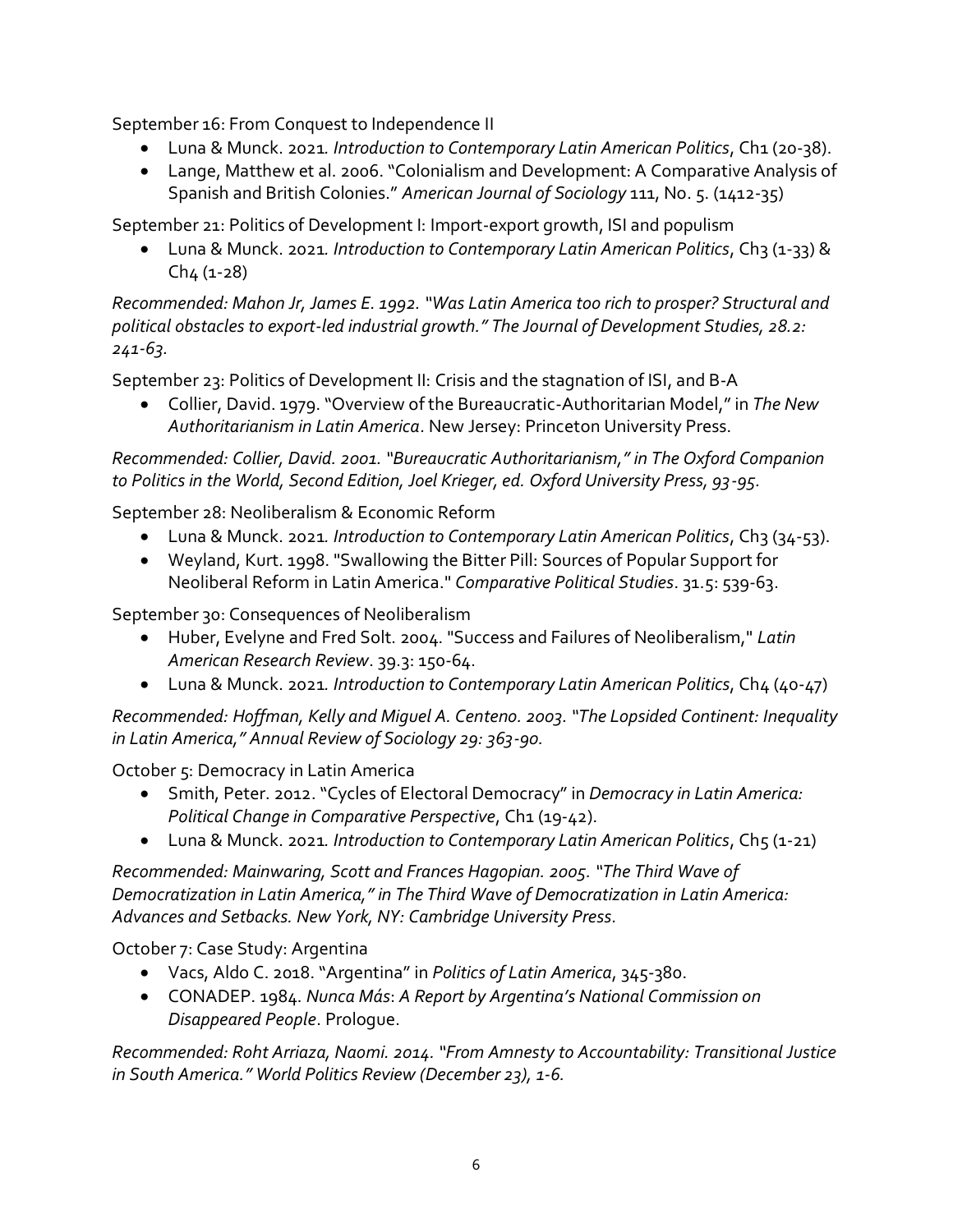September 16: From Conquest to Independence II

- Luna & Munck. 2021. *Introduction to Contemporary Latin American Politics*, Ch1 (20-38).
- Lange, Matthew et al. 2006. "Colonialism and Development: A Comparative Analysis of Spanish and British Colonies." *American Journal of Sociology* 111, No. 5. (1412-35)

September 21: Politics of Development I: Import-export growth, ISI and populism

- Luna & Munck. 2021. *Introduction to Contemporary Latin American Politics*, Ch3 (1-33) & Ch4 (1-28)

*Recommended: Mahon Jr, James E. 1992. "Was Latin America too rich to prosper? Structural and political obstacles to export-led industrial growth." The Journal of Development Studies, 28.2: 241-63.*

September 23: Politics of Development II: Crisis and the stagnation of ISI, and B-A

- Collier, David. 1979. "Overview of the Bureaucratic-Authoritarian Model," in *The New Authoritarianism in Latin America*. New Jersey: Princeton University Press.

*Recommended: Collier, David. 2001. "Bureaucratic Authoritarianism," in The Oxford Companion to Politics in the World, Second Edition, Joel Krieger, ed. Oxford University Press, 93-95.*

September 28: Neoliberalism & Economic Reform

- Luna & Munck. 2021. *Introduction to Contemporary Latin American Politics*, Ch3 (34-53).
- Weyland, Kurt. 1998. "Swallowing the Bitter Pill: Sources of Popular Support for Neoliberal Reform in Latin America." *Comparative Political Studies*. 31.5: 539-63.

September 30: Consequences of Neoliberalism

- Huber, Evelyne and Fred Solt. 2004. "Success and Failures of Neoliberalism," *Latin American Research Review*. 39.3: 150-64.
- Luna & Munck. 2021. *Introduction to Contemporary Latin American Politics*, Ch4 (40-47)

*Recommended: Hoffman, Kelly and Miguel A. Centeno. 2003. "The Lopsided Continent: Inequality in Latin America," Annual Review of Sociology 29: 363-90.*

October 5: Democracy in Latin America

- Smith, Peter. 2012. "Cycles of Electoral Democracy" in *Democracy in Latin America: Political Change in Comparative Perspective*, Ch1 (19-42).
- Luna & Munck. 2021. *Introduction to Contemporary Latin American Politics*, Ch5 (1-21)

*Recommended: Mainwaring, Scott and Frances Hagopian. 2005. "The Third Wave of Democratization in Latin America," in The Third Wave of Democratization in Latin America: Advances and Setbacks. New York, NY: Cambridge University Press.*

October 7: Case Study: Argentina

- Vacs, Aldo C. 2018. "Argentina" in *Politics of Latin America*, 345-380.
- CONADEP. 1984. *Nunca Más*: *A Report by Argentina's National Commission on Disappeared People*. Prologue.

*Recommended: Roht Arriaza, Naomi. 2014. "From Amnesty to Accountability: Transitional Justice in South America." World Politics Review (December 23), 1-6.*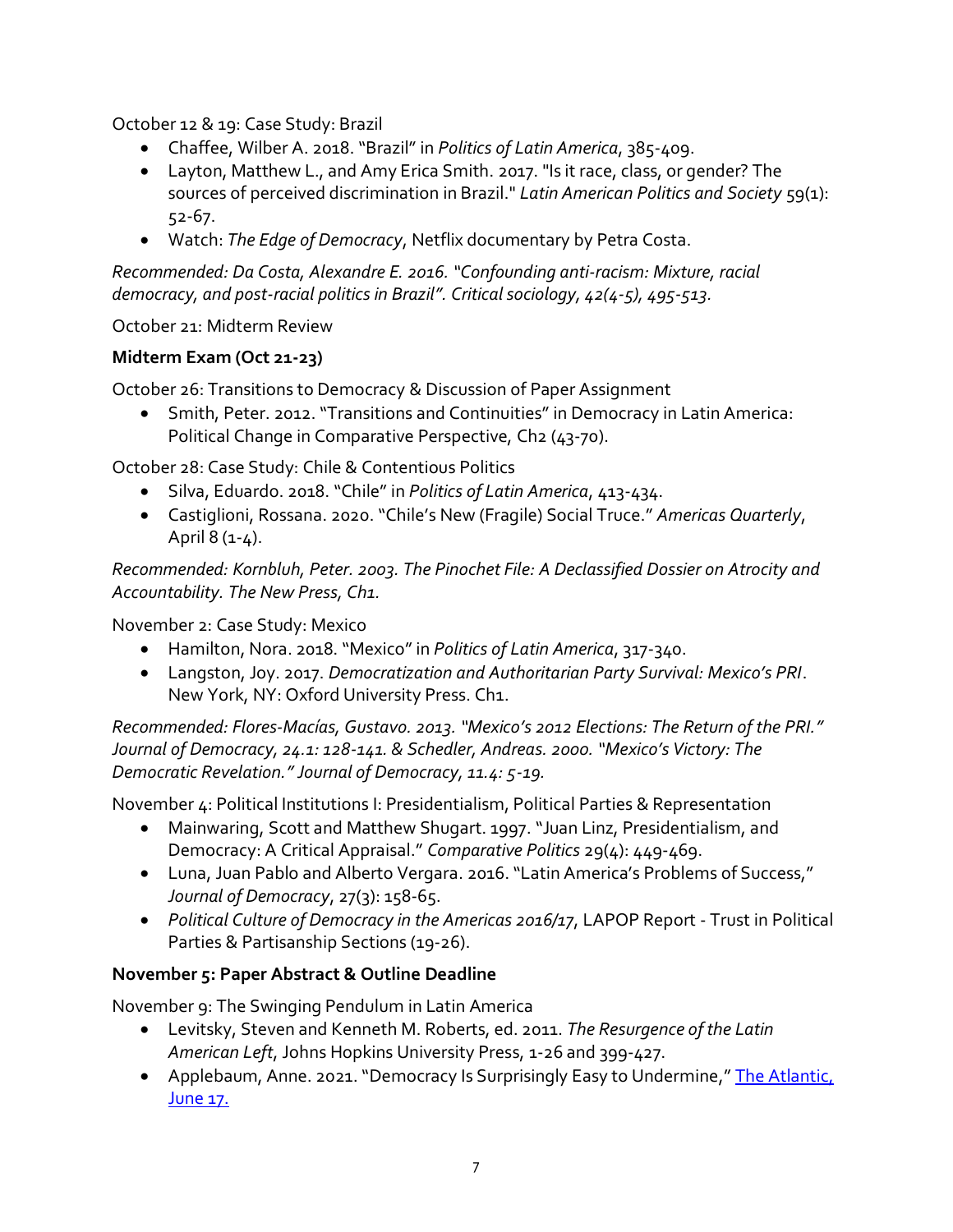October 12 & 19: Case Study: Brazil

- Chaffee, Wilber A. 2018. "Brazil" in *Politics of Latin America*, 385-409.
- Layton, Matthew L., and Amy Erica Smith. 2017. "Is it race, class, or gender? The sources of perceived discrimination in Brazil." *Latin American Politics and Society* 59(1): 52-67.
- Watch: *The Edge of Democracy*, Netflix documentary by Petra Costa.

*Recommended: Da Costa, Alexandre E. 2016. "Confounding anti-racism: Mixture, racial democracy, and post-racial politics in Brazil". Critical sociology, 42(4-5), 495-513.*

October 21: Midterm Review

**Midterm Exam (Oct 21-23)**

October 26: Transitions to Democracy & Discussion of Paper Assignment

- Smith, Peter. 2012. "Transitions and Continuities" in Democracy in Latin America: Political Change in Comparative Perspective, Ch2 (43-70).

October 28: Case Study: Chile & Contentious Politics

- Silva, Eduardo. 2018. "Chile" in *Politics of Latin America*, 413-434.
- Castiglioni, Rossana. 2020. "Chile's New (Fragile) Social Truce." *Americas Quarterly*, April 8 (1-4).

*Recommended: Kornbluh, Peter. 2003. The Pinochet File: A Declassified Dossier on Atrocity and Accountability. The New Press, Ch1.*

November 2: Case Study: Mexico

- Hamilton, Nora. 2018. "Mexico" in *Politics of Latin America*, 317-340.
- Langston, Joy. 2017. *Democratization and Authoritarian Party Survival: Mexico's PRI*. New York, NY: Oxford University Press. Ch1.

*Recommended: Flores-Macías, Gustavo. 2013. "Mexico's 2012 Elections: The Return of the PRI." Journal of Democracy, 24.1: 128-141. & Schedler, Andreas. 2000. "Mexico's Victory: The Democratic Revelation." Journal of Democracy, 11.4: 5-19.*

November 4: Political Institutions I: Presidentialism, Political Parties & Representation

- Mainwaring, Scott and Matthew Shugart. 1997. "Juan Linz, Presidentialism, and Democracy: A Critical Appraisal." *Comparative Politics* 29(4): 449-469.
- Luna, Juan Pablo and Alberto Vergara. 2016. "Latin America's Problems of Success," *Journal of Democracy*, 27(3): 158-65.
- *Political Culture of Democracy in the Americas 2016/17*, LAPOP Report - Trust in Political Parties & Partisanship Sections (19-26).

**November 5: Paper Abstract & Outline Deadline**

November 9: The Swinging Pendulum in Latin America

- Levitsky, Steven and Kenneth M. Roberts, ed. 2011. *The Resurgence of the Latin American Left*, Johns Hopkins University Press, 1-26 and 399-427.
- Applebaum, Anne. 2021. "Democracy Is Surprisingly Easy to Undermine," The Atlantic, June 17.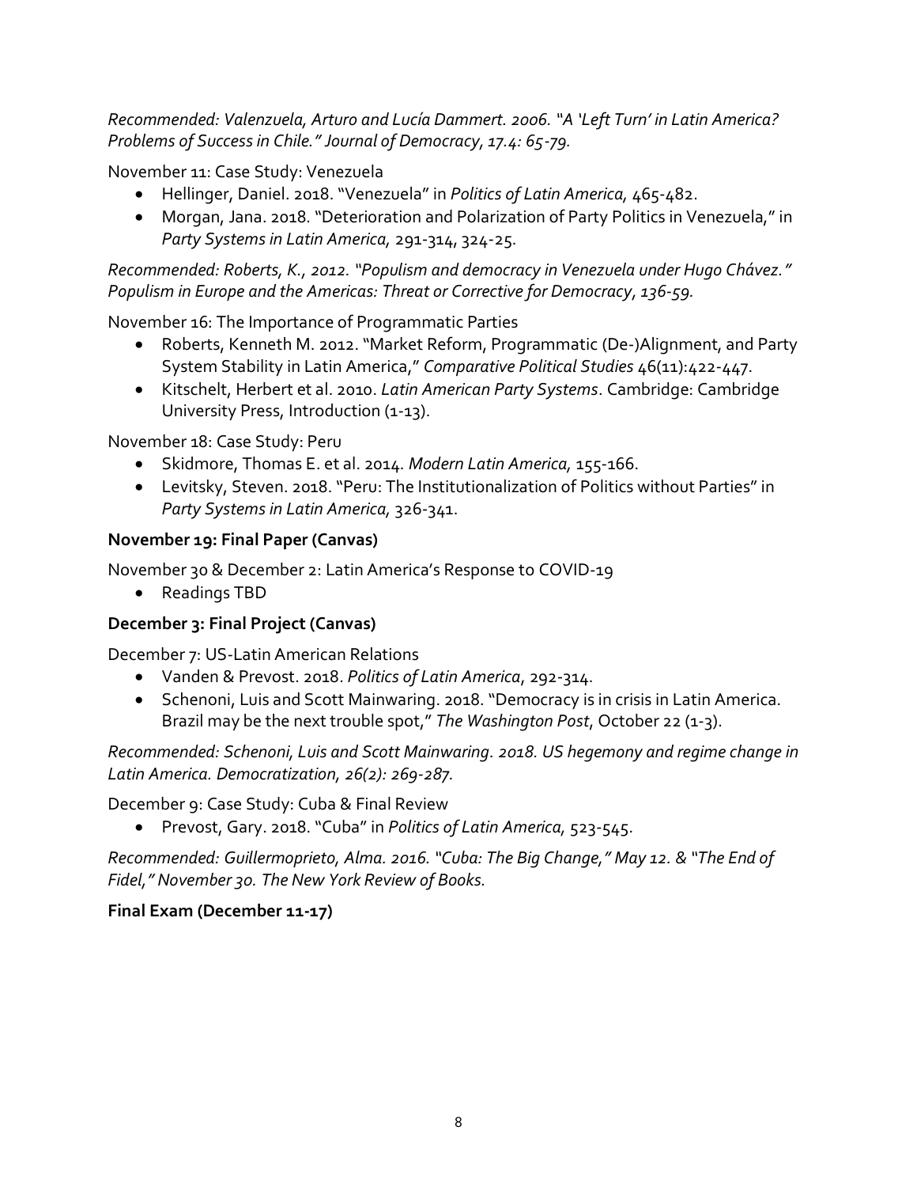*Recommended: Valenzuela, Arturo and Lucía Dammert. 2006. "A 'Left Turn' in Latin America? Problems of Success in Chile." Journal of Democracy, 17.4: 65-79.*

November 11: Case Study: Venezuela

- Hellinger, Daniel. 2018. "Venezuela" in *Politics of Latin America,* 465-482.
- Morgan, Jana. 2018. "Deterioration and Polarization of Party Politics in Venezuela," in *Party Systems in Latin America,* 291-314, 324-25.

*Recommended: Roberts, K., 2012. "Populism and democracy in Venezuela under Hugo Chávez." Populism in Europe and the Americas: Threat or Corrective for Democracy, 136-59.*

November 16: The Importance of Programmatic Parties

- Roberts, Kenneth M. 2012. "Market Reform, Programmatic (De-)Alignment, and Party System Stability in Latin America," *Comparative Political Studies* 46(11):422-447.
- Kitschelt, Herbert et al. 2010. *Latin American Party Systems*. Cambridge: Cambridge University Press, Introduction (1-13).

November 18: Case Study: Peru

- Skidmore, Thomas E. et al. 2014. *Modern Latin America,* 155-166.
- Levitsky, Steven. 2018. "Peru: The Institutionalization of Politics without Parties" in *Party Systems in Latin America,* 326-341.

**November 19: Final Paper (Canvas)**

November 30 & December 2: Latin America's Response to COVID-19

- Readings TBD

**December 3: Final Project (Canvas)**

December 7: US-Latin American Relations

- Vanden & Prevost. 2018. *Politics of Latin America*, 292-314.
- Schenoni, Luis and Scott Mainwaring. 2018. "Democracy is in crisis in Latin America. Brazil may be the next trouble spot," *The Washington Post*, October 22 (1-3).

*Recommended: Schenoni, Luis and Scott Mainwaring. 2018. US hegemony and regime change in Latin America. Democratization, 26(2): 269-287.*

December 9: Case Study: Cuba & Final Review

- Prevost, Gary. 2018. "Cuba" in *Politics of Latin America,* 523-545.

*Recommended: Guillermoprieto, Alma. 2016. "Cuba: The Big Change," May 12. & "The End of Fidel," November 30. The New York Review of Books.*

**Final Exam (December 11-17)**